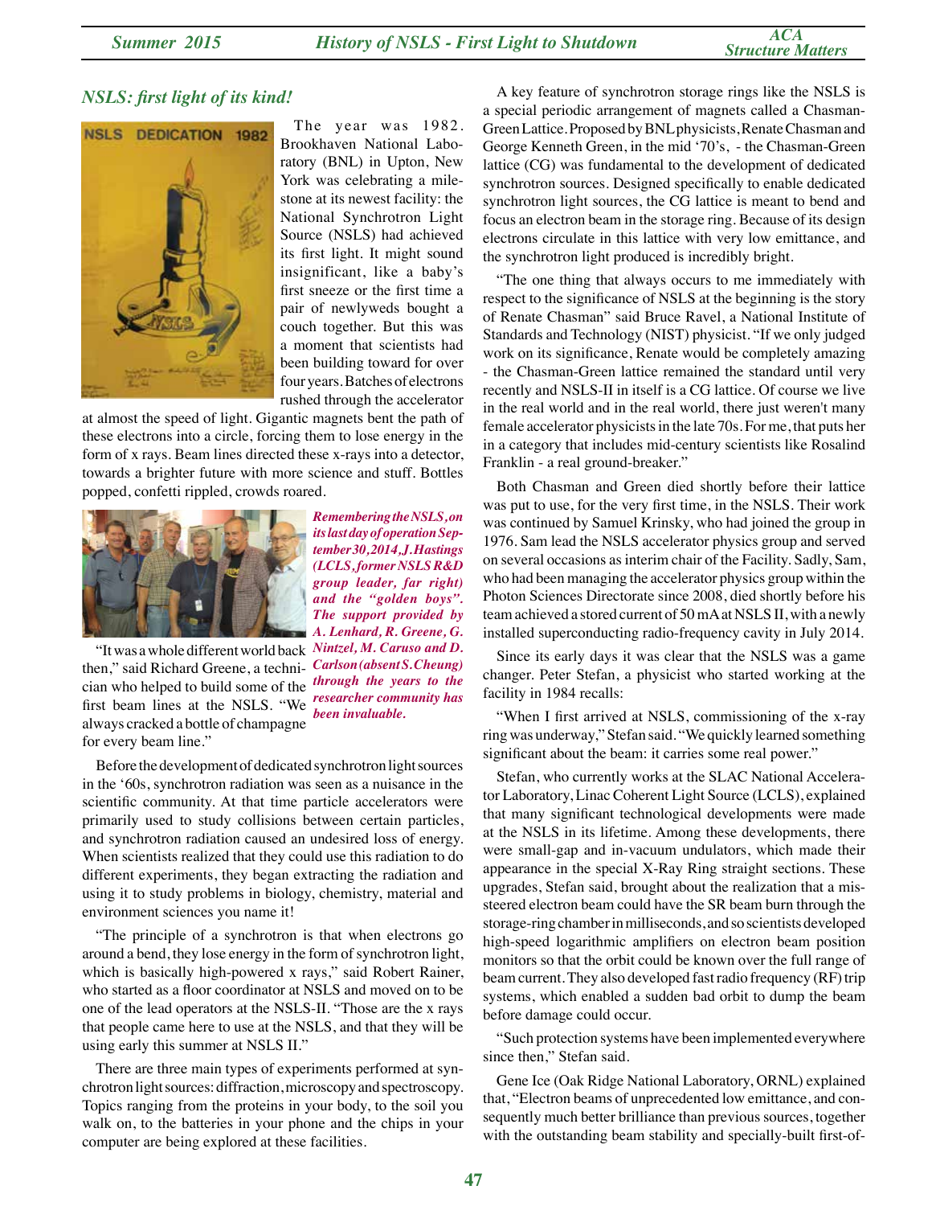## *NSLS: first light of its kind!*

The year was 1982. Brookhaven National Laboratory (BNL) in Upton, New York was celebrating a milestone at its newest facility: the National Synchrotron Light Source (NSLS) had achieved its first light. It might sound insignificant, like a baby's first sneeze or the first time a pair of newlyweds bought a couch together. But this was a moment that scientists had been building toward for over four years. Batches of electrons rushed through the accelerator at almost the speed of light. Gigantic magnets bent the path of these electrons into a circle, forcing them to lose energy in the form of x rays. Beam lines directed these x-rays into a detector, towards a brighter future with more science and stuff. Bottles popped, confetti rippled, crowds roared.

***Remembering the NSLS, on its last day of operation September 30, 2014, J. Hastings (LCLS, former NSLS R&D group leader, far right) and the "golden boys". The support provided by A. Lenhard, R. Greene, G. Nintzel, M. Caruso and D. Carlson (absent S. Cheung) through the years to the researcher community has been invaluable.***

"It was a whole different world back then," said Richard Greene, a technician who helped to build some of the first beam lines at the NSLS. "We always cracked a bottle of champagne for every beam line."

Before the development of dedicated synchrotron light sources in the '60s, synchrotron radiation was seen as a nuisance in the scientific community. At that time particle accelerators were primarily used to study collisions between certain particles, and synchrotron radiation caused an undesired loss of energy. When scientists realized that they could use this radiation to do different experiments, they began extracting the radiation and using it to study problems in biology, chemistry, material and environment sciences you name it!

"The principle of a synchrotron is that when electrons go around a bend, they lose energy in the form of synchrotron light, which is basically high-powered x rays," said Robert Rainer, who started as a floor coordinator at NSLS and moved on to be one of the lead operators at the NSLS-II. "Those are the x rays that people came here to use at the NSLS, and that they will be using early this summer at NSLS II."

There are three main types of experiments performed at synchrotron light sources: diffraction, microscopy and spectroscopy. Topics ranging from the proteins in your body, to the soil you walk on, to the batteries in your phone and the chips in your computer are being explored at these facilities.

A key feature of synchrotron storage rings like the NSLS is a special periodic arrangement of magnets called a Chasman-Green Lattice. Proposed by BNL physicists, Renate Chasman and George Kenneth Green, in the mid '70's, - the Chasman-Green lattice (CG) was fundamental to the development of dedicated synchrotron sources. Designed specifically to enable dedicated synchrotron light sources, the CG lattice is meant to bend and focus an electron beam in the storage ring. Because of its design electrons circulate in this lattice with very low emittance, and the synchrotron light produced is incredibly bright.

"The one thing that always occurs to me immediately with respect to the significance of NSLS at the beginning is the story of Renate Chasman" said Bruce Ravel, a National Institute of Standards and Technology (NIST) physicist. "If we only judged work on its significance, Renate would be completely amazing - the Chasman-Green lattice remained the standard until very recently and NSLS-II in itself is a CG lattice. Of course we live in the real world and in the real world, there just weren't many female accelerator physicists in the late 70s. For me, that puts her in a category that includes mid-century scientists like Rosalind Franklin - a real ground-breaker."

Both Chasman and Green died shortly before their lattice was put to use, for the very first time, in the NSLS. Their work was continued by Samuel Krinsky, who had joined the group in 1976. Sam lead the NSLS accelerator physics group and served on several occasions as interim chair of the Facility. Sadly, Sam, who had been managing the accelerator physics group within the Photon Sciences Directorate since 2008, died shortly before his team achieved a stored current of 50 mA at NSLS II, with a newly installed superconducting radio-frequency cavity in July 2014.

Since its early days it was clear that the NSLS was a game changer. Peter Stefan, a physicist who started working at the facility in 1984 recalls:

"When I first arrived at NSLS, commissioning of the x-ray ring was underway," Stefan said. "We quickly learned something significant about the beam: it carries some real power."

Stefan, who currently works at the SLAC National Accelerator Laboratory, Linac Coherent Light Source (LCLS), explained that many significant technological developments were made at the NSLS in its lifetime. Among these developments, there were small-gap and in-vacuum undulators, which made their appearance in the special X-Ray Ring straight sections. These upgrades, Stefan said, brought about the realization that a mis-steered electron beam could have the SR beam burn through the storage-ring chamber in milliseconds, and so scientists developed high-speed logarithmic amplifiers on electron beam position monitors so that the orbit could be known over the full range of beam current. They also developed fast radio frequency (RF) trip systems, which enabled a sudden bad orbit to dump the beam before damage could occur.

"Such protection systems have been implemented everywhere since then," Stefan said.

Gene Ice (Oak Ridge National Laboratory, ORNL) explained that, "Electron beams of unprecedented low emittance, and consequently much better brilliance than previous sources, together with the outstanding beam stability and specially-built first-of-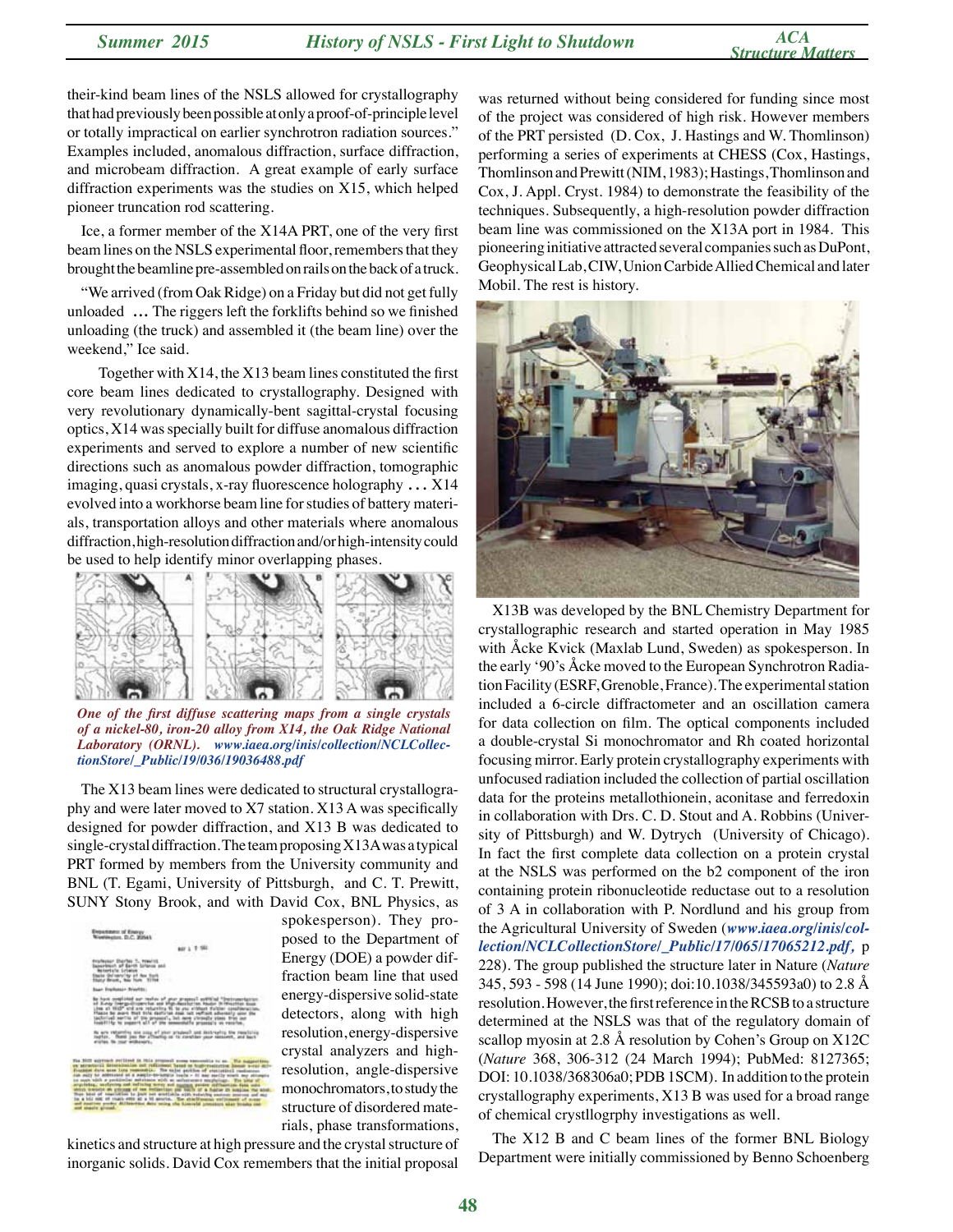their-kind beam lines of the NSLS allowed for crystallography that had previously been possible at only a proof-of-principle level or totally impractical on earlier synchrotron radiation sources." Examples included, anomalous diffraction, surface diffraction, and microbeam diffraction. A great example of early surface diffraction experiments was the studies on X15, which helped pioneer truncation rod scattering.

Ice, a former member of the X14A PRT, one of the very first beam lines on the NSLS experimental floor, remembers that they brought the beamline pre-assembled on rails on the back of a truck.

"We arrived (from Oak Ridge) on a Friday but did not get fully unloaded ... The riggers left the forklifts behind so we finished unloading (the truck) and assembled it (the beam line) over the weekend," Ice said.

Together with X14, the X13 beam lines constituted the first core beam lines dedicated to crystallography. Designed with very revolutionary dynamically-bent sagittal-crystal focusing optics, X14 was specially built for diffuse anomalous diffraction experiments and served to explore a number of new scientific directions such as anomalous powder diffraction, tomographic imaging, quasi crystals, x-ray fluorescence holography ... X14 evolved into a workhorse beam line for studies of battery materials, transportation alloys and other materials where anomalous diffraction, high-resolution diffraction and/or high-intensity could be used to help identify minor overlapping phases.

*One of the first diffuse scattering maps from a single crystals of a nickel-80, iron-20 alloy from X14, the Oak Ridge National Laboratory (ORNL). www.iaea.org/inis/collection/NCLCollectionStore/_Public/19/036/19036488.pdf*

The X13 beam lines were dedicated to structural crystallography and were later moved to X7 station. X13 A was specifically designed for powder diffraction, and X13 B was dedicated to single-crystal diffraction. The team proposing X13A was a typical PRT formed by members from the University community and BNL (T. Egami, University of Pittsburgh, and C. T. Prewitt, SUNY Stony Brook, and with David Cox, BNL Physics, as spokesperson). They proposed to the Department of Energy (DOE) a powder diffraction beam line that used energy-dispersive solid-state detectors, along with high resolution, energy-dispersive crystal analyzers and high-resolution, angle-dispersive monochromators, to study the structure of disordered materials, phase transformations, kinetics and structure at high pressure and the crystal structure of inorganic solids. David Cox remembers that the initial proposal was returned without being considered for funding since most of the project was considered of high risk. However members of the PRT persisted (D. Cox, J. Hastings and W. Thomlinson) performing a series of experiments at CHESS (Cox, Hastings, Thomlinson and Prewitt (NIM, 1983); Hastings, Thomlinson and Cox, J. Appl. Cryst. 1984) to demonstrate the feasibility of the techniques. Subsequently, a high-resolution powder diffraction beam line was commissioned on the X13A port in 1984. This pioneering initiative attracted several companies such as DuPont, Geophysical Lab, CIW, Union Carbide Allied Chemical and later Mobil. The rest is history.

X13B was developed by the BNL Chemistry Department for crystallographic research and started operation in May 1985 with Åcke Kvick (Maxlab Lund, Sweden) as spokesperson. In the early '90's Åcke moved to the European Synchrotron Radiation Facility (ESRF, Grenoble, France). The experimental station included a 6-circle diffractometer and an oscillation camera for data collection on film. The optical components included a double-crystal Si monochromator and Rh coated horizontal focusing mirror. Early protein crystallography experiments with unfocused radiation included the collection of partial oscillation data for the proteins metallothionein, aconitase and ferredoxin in collaboration with Drs. C. D. Stout and A. Robbins (University of Pittsburgh) and W. Dytrych (University of Chicago). In fact the first complete data collection on a protein crystal at the NSLS was performed on the b2 component of the iron containing protein ribonucleotide reductase out to a resolution of 3 A in collaboration with P. Nordlund and his group from the Agricultural University of Sweden (*www.iaea.org/inis/collection/NCLCollectionStore/_Public/17/065/17065212.pdf*, p 228). The group published the structure later in Nature (*Nature* 345, 593 - 598 (14 June 1990); doi:10.1038/345593a0) to 2.8 Å resolution. However, the first reference in the RCSB to a structure determined at the NSLS was that of the regulatory domain of scallop myosin at 2.8 Å resolution by Cohen's Group on X12C (*Nature* 368, 306-312 (24 March 1994); PubMed: 8127365; DOI: 10.1038/368306a0; PDB 1SCM). In addition to the protein crystallography experiments, X13 B was used for a broad range of chemical crystllogrphy investigations as well.

The X12 B and C beam lines of the former BNL Biology Department were initially commissioned by Benno Schoenberg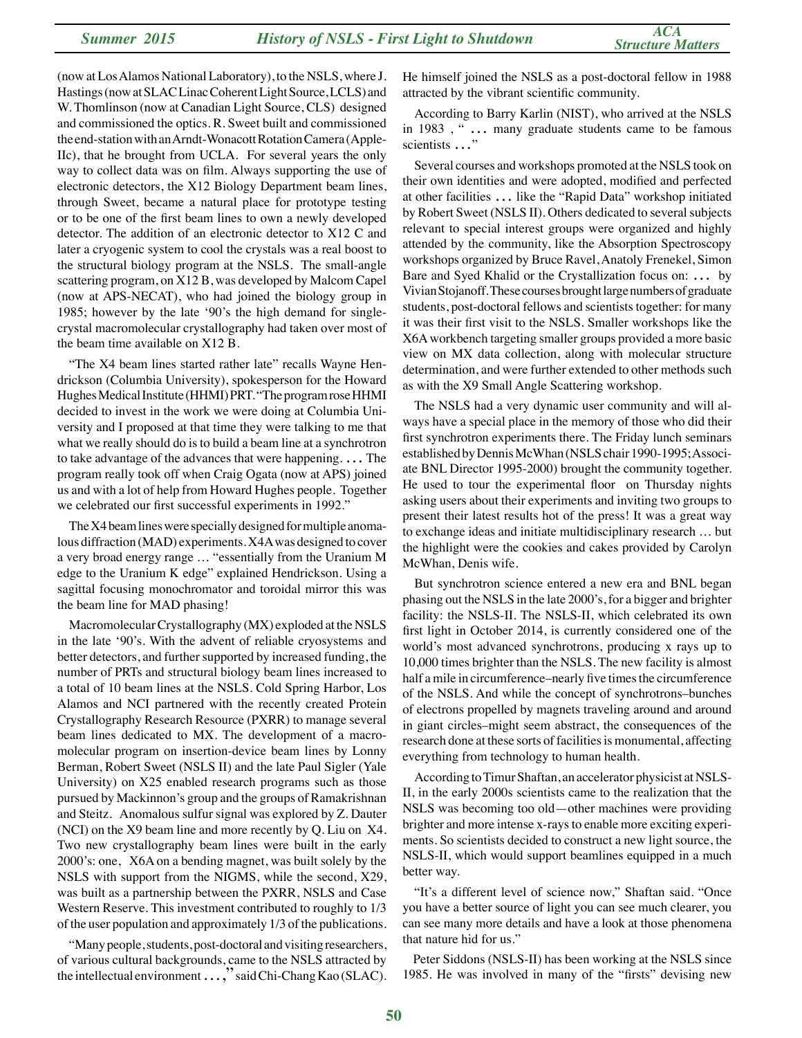(now at Los Alamos National Laboratory), to the NSLS, where J. Hastings (now at SLAC Linac Coherent Light Source, LCLS) and W. Thomlinson (now at Canadian Light Source, CLS) designed and commissioned the optics. R. Sweet built and commissioned the end-station with an Arndt-Wonacott Rotation Camera (Apple-IIc), that he brought from UCLA. For several years the only way to collect data was on film. Always supporting the use of electronic detectors, the X12 Biology Department beam lines, through Sweet, became a natural place for prototype testing or to be one of the first beam lines to own a newly developed detector. The addition of an electronic detector to X12 C and later a cryogenic system to cool the crystals was a real boost to the structural biology program at the NSLS. The small-angle scattering program, on X12 B, was developed by Malcom Capel (now at APS-NECAT), who had joined the biology group in 1985; however by the late '90's the high demand for single-crystal macromolecular crystallography had taken over most of the beam time available on X12 B.

"The X4 beam lines started rather late" recalls Wayne Hendrickson (Columbia University), spokesperson for the Howard Hughes Medical Institute (HHMI) PRT. "The program rose HHMI decided to invest in the work we were doing at Columbia University and I proposed at that time they were talking to me that what we really should do is to build a beam line at a synchrotron to take advantage of the advances that were happening. ... The program really took off when Craig Ogata (now at APS) joined us and with a lot of help from Howard Hughes people. Together we celebrated our first successful experiments in 1992."

The X4 beam lines were specially designed for multiple anomalous diffraction (MAD) experiments. X4A was designed to cover a very broad energy range … "essentially from the Uranium M edge to the Uranium K edge" explained Hendrickson. Using a sagittal focusing monochromator and toroidal mirror this was the beam line for MAD phasing!

Macromolecular Crystallography (MX) exploded at the NSLS in the late '90's. With the advent of reliable cryosystems and better detectors, and further supported by increased funding, the number of PRTs and structural biology beam lines increased to a total of 10 beam lines at the NSLS. Cold Spring Harbor, Los Alamos and NCI partnered with the recently created Protein Crystallography Research Resource (PXRR) to manage several beam lines dedicated to MX. The development of a macromolecular program on insertion-device beam lines by Lonny Berman, Robert Sweet (NSLS II) and the late Paul Sigler (Yale University) on X25 enabled research programs such as those pursued by Mackinnon's group and the groups of Ramakrishnan and Steitz. Anomalous sulfur signal was explored by Z. Dauter (NCI) on the X9 beam line and more recently by Q. Liu on X4. Two new crystallography beam lines were built in the early 2000's: one, X6A on a bending magnet, was built solely by the NSLS with support from the NIGMS, while the second, X29, was built as a partnership between the PXRR, NSLS and Case Western Reserve. This investment contributed to roughly to 1/3 of the user population and approximately 1/3 of the publications.

"Many people, students, post-doctoral and visiting researchers, of various cultural backgrounds, came to the NSLS attracted by the intellectual environment ...," said Chi-Chang Kao (SLAC). He himself joined the NSLS as a post-doctoral fellow in 1988 attracted by the vibrant scientific community.

According to Barry Karlin (NIST), who arrived at the NSLS in 1983 , " ... many graduate students came to be famous scientists ..."

Several courses and workshops promoted at the NSLS took on their own identities and were adopted, modified and perfected at other facilities ... like the "Rapid Data" workshop initiated by Robert Sweet (NSLS II). Others dedicated to several subjects relevant to special interest groups were organized and highly attended by the community, like the Absorption Spectroscopy workshops organized by Bruce Ravel, Anatoly Frenekel, Simon Bare and Syed Khalid or the Crystallization focus on: ... by Vivian Stojanoff. These courses brought large numbers of graduate students, post-doctoral fellows and scientists together: for many it was their first visit to the NSLS. Smaller workshops like the X6A workbench targeting smaller groups provided a more basic view on MX data collection, along with molecular structure determination, and were further extended to other methods such as with the X9 Small Angle Scattering workshop.

The NSLS had a very dynamic user community and will always have a special place in the memory of those who did their first synchrotron experiments there. The Friday lunch seminars established by Dennis McWhan (NSLS chair 1990-1995; Associate BNL Director 1995-2000) brought the community together. He used to tour the experimental floor on Thursday nights asking users about their experiments and inviting two groups to present their latest results hot of the press! It was a great way to exchange ideas and initiate multidisciplinary research … but the highlight were the cookies and cakes provided by Carolyn McWhan, Denis wife.

But synchrotron science entered a new era and BNL began phasing out the NSLS in the late 2000's, for a bigger and brighter facility: the NSLS-II. The NSLS-II, which celebrated its own first light in October 2014, is currently considered one of the world's most advanced synchrotrons, producing x rays up to 10,000 times brighter than the NSLS. The new facility is almost half a mile in circumference–nearly five times the circumference of the NSLS. And while the concept of synchrotrons–bunches of electrons propelled by magnets traveling around and around in giant circles–might seem abstract, the consequences of the research done at these sorts of facilities is monumental, affecting everything from technology to human health.

According to Timur Shaftan, an accelerator physicist at NSLS-II, in the early 2000s scientists came to the realization that the NSLS was becoming too old—other machines were providing brighter and more intense x-rays to enable more exciting experiments. So scientists decided to construct a new light source, the NSLS-II, which would support beamlines equipped in a much better way.

"It's a different level of science now," Shaftan said. "Once you have a better source of light you can see much clearer, you can see many more details and have a look at those phenomena that nature hid for us."

Peter Siddons (NSLS-II) has been working at the NSLS since 1985. He was involved in many of the "firsts" devising new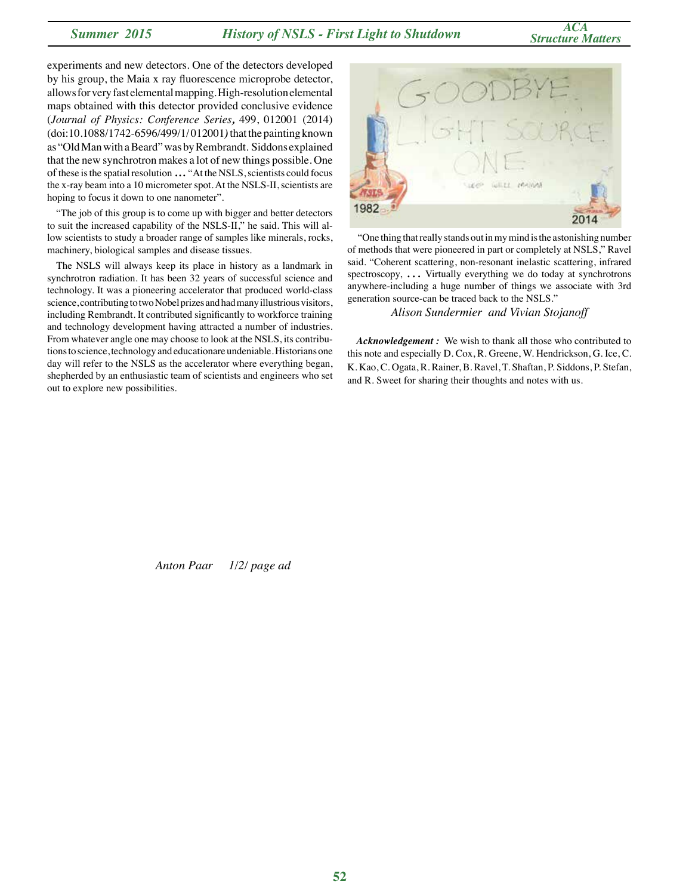experiments and new detectors. One of the detectors developed by his group, the Maia x ray fluorescence microprobe detector, allows for very fast elemental mapping. High-resolution elemental maps obtained with this detector provided conclusive evidence (*Journal of Physics: Conference Series,* 499, 012001 (2014) (doi:10.1088/1742-6596/499/1/012001*)* that the painting known as "Old Man with a Beard" was by Rembrandt. Siddons explained that the new synchrotron makes a lot of new things possible. One of these is the spatial resolution **...** "At the NSLS, scientists could focus the x-ray beam into a 10 micrometer spot. At the NSLS-II, scientists are hoping to focus it down to one nanometer".

"The job of this group is to come up with bigger and better detectors to suit the increased capability of the NSLS-II," he said. This will allow scientists to study a broader range of samples like minerals, rocks, machinery, biological samples and disease tissues.

The NSLS will always keep its place in history as a landmark in synchrotron radiation. It has been 32 years of successful science and technology. It was a pioneering accelerator that produced world-class science, contributing to two Nobel prizes and had many illustrious visitors, including Rembrandt. It contributed significantly to workforce training and technology development having attracted a number of industries. From whatever angle one may choose to look at the NSLS, its contributions to science, technology and educationare undeniable. Historians one day will refer to the NSLS as the accelerator where everything began, shepherded by an enthusiastic team of scientists and engineers who set out to explore new possibilities.

GOODBYE LIGHT SOURCE ONE

SLEEP WELL MAMA

NSLS

1982

2014

"One thing that really stands out in my mind is the astonishing number of methods that were pioneered in part or completely at NSLS," Ravel said. "Coherent scattering, non-resonant inelastic scattering, infrared spectroscopy, **...** Virtually everything we do today at synchrotrons anywhere-including a huge number of things we associate with 3rd generation source-can be traced back to the NSLS."

*Alison Sundermier and Vivian Stojanoff*

***Acknowledgement :*** We wish to thank all those who contributed to this note and especially D. Cox, R. Greene, W. Hendrickson, G. Ice, C. K. Kao, C. Ogata, R. Rainer, B. Ravel, T. Shaftan, P. Siddons, P. Stefan, and R. Sweet for sharing their thoughts and notes with us.

*Anton Paar 1/2/ page ad*